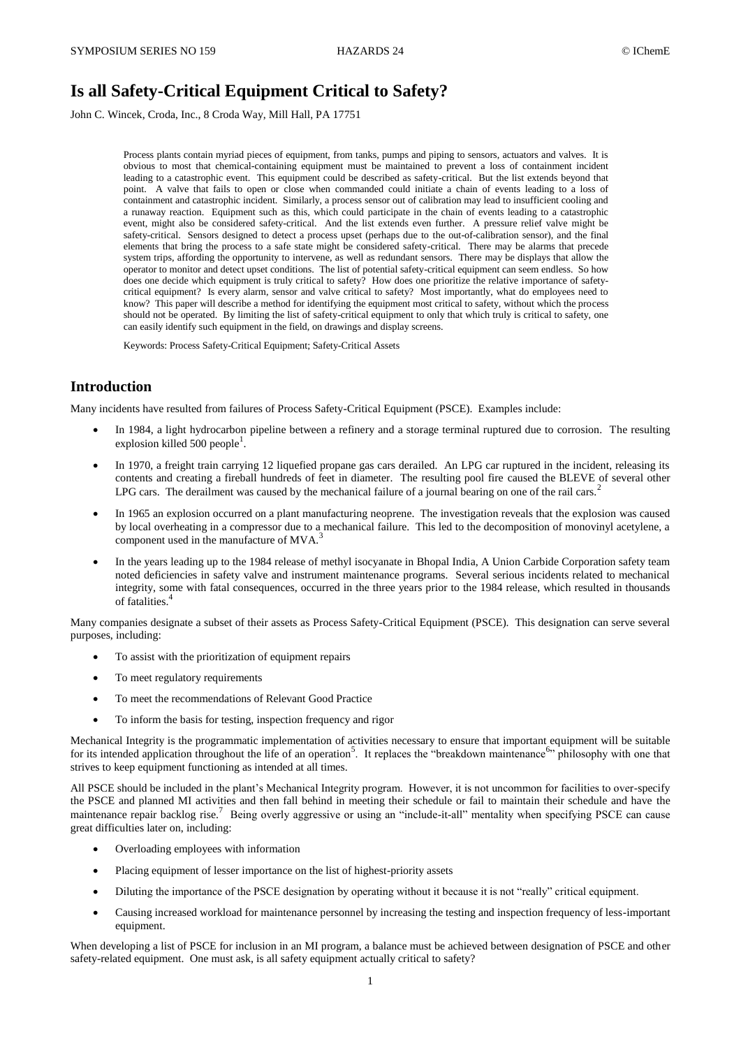# Is all Safety-Critical Equipment Critical to Safety?

John C. Wincek, Croda, Inc., 8 Croda Way, Mill Hall, PA 17751

Process plants contain myriad pieces of equipment, from tanks, pumps and piping to sensors, actuators and valves. It is obvious to most that chemical-containing equipment must be maintained to prevent a loss of containment incident leading to a catastrophic event. This equipment could be described as safety-critical. But the list extends beyond that point. A valve that fails to open or close when commanded could initiate a chain of events leading to a loss of containment and catastrophic incident. Similarly, a process sensor out of calibration may lead to insufficient cooling and a runaway reaction. Equipment such as this, which could participate in the chain of events leading to a catastrophic event, might also be considered safety-critical. And the list extends even further. A pressure relief valve might be safety-critical. Sensors designed to detect a process upset (perhaps due to the out-of-calibration sensor), and the final elements that bring the process to a safe state might be considered safety-critical. There may be alarms that precede system trips, affording the opportunity to intervene, as well as redundant sensors. There may be displays that allow the operator to monitor and detect upset conditions. The list of potential safety-critical equipment can seem endless. So how does one decide which equipment is truly critical to safety? How does one prioritize the relative importance of safety-critical equipment? Is every alarm, sensor and valve critical to safety? Most importantly, what do employees need to know? This paper will describe a method for identifying the equipment most critical to safety, without which the process should not be operated. By limiting the list of safety-critical equipment to only that which truly is critical to safety, one can easily identify such equipment in the field, on drawings and display screens.

Keywords: Process Safety-Critical Equipment; Safety-Critical Assets

## Introduction

Many incidents have resulted from failures of Process Safety-Critical Equipment (PSCE). Examples include:

- In 1984, a light hydrocarbon pipeline between a refinery and a storage terminal ruptured due to corrosion. The resulting explosion killed 500 people[1].
- In 1970, a freight train carrying 12 liquefied propane gas cars derailed. An LPG car ruptured in the incident, releasing its contents and creating a fireball hundreds of feet in diameter. The resulting pool fire caused the BLEVE of several other LPG cars. The derailment was caused by the mechanical failure of a journal bearing on one of the rail cars.[2]
- In 1965 an explosion occurred on a plant manufacturing neoprene. The investigation reveals that the explosion was caused by local overheating in a compressor due to a mechanical failure. This led to the decomposition of monovinyl acetylene, a component used in the manufacture of MVA.[3]
- In the years leading up to the 1984 release of methyl isocyanate in Bhopal India, A Union Carbide Corporation safety team noted deficiencies in safety valve and instrument maintenance programs. Several serious incidents related to mechanical integrity, some with fatal consequences, occurred in the three years prior to the 1984 release, which resulted in thousands of fatalities.[4]

Many companies designate a subset of their assets as Process Safety-Critical Equipment (PSCE). This designation can serve several purposes, including:

- To assist with the prioritization of equipment repairs
- To meet regulatory requirements
- To meet the recommendations of Relevant Good Practice
- To inform the basis for testing, inspection frequency and rigor

Mechanical Integrity is the programmatic implementation of activities necessary to ensure that important equipment will be suitable for its intended application throughout the life of an operation[5]. It replaces the "breakdown maintenance[6]" philosophy with one that strives to keep equipment functioning as intended at all times.

All PSCE should be included in the plant's Mechanical Integrity program. However, it is not uncommon for facilities to over-specify the PSCE and planned MI activities and then fall behind in meeting their schedule or fail to maintain their schedule and have the maintenance repair backlog rise.[7] Being overly aggressive or using an "include-it-all" mentality when specifying PSCE can cause great difficulties later on, including:

- Overloading employees with information
- Placing equipment of lesser importance on the list of highest-priority assets
- Diluting the importance of the PSCE designation by operating without it because it is not "really" critical equipment.
- Causing increased workload for maintenance personnel by increasing the testing and inspection frequency of less-important equipment.

When developing a list of PSCE for inclusion in an MI program, a balance must be achieved between designation of PSCE and other safety-related equipment. One must ask, is all safety equipment actually critical to safety?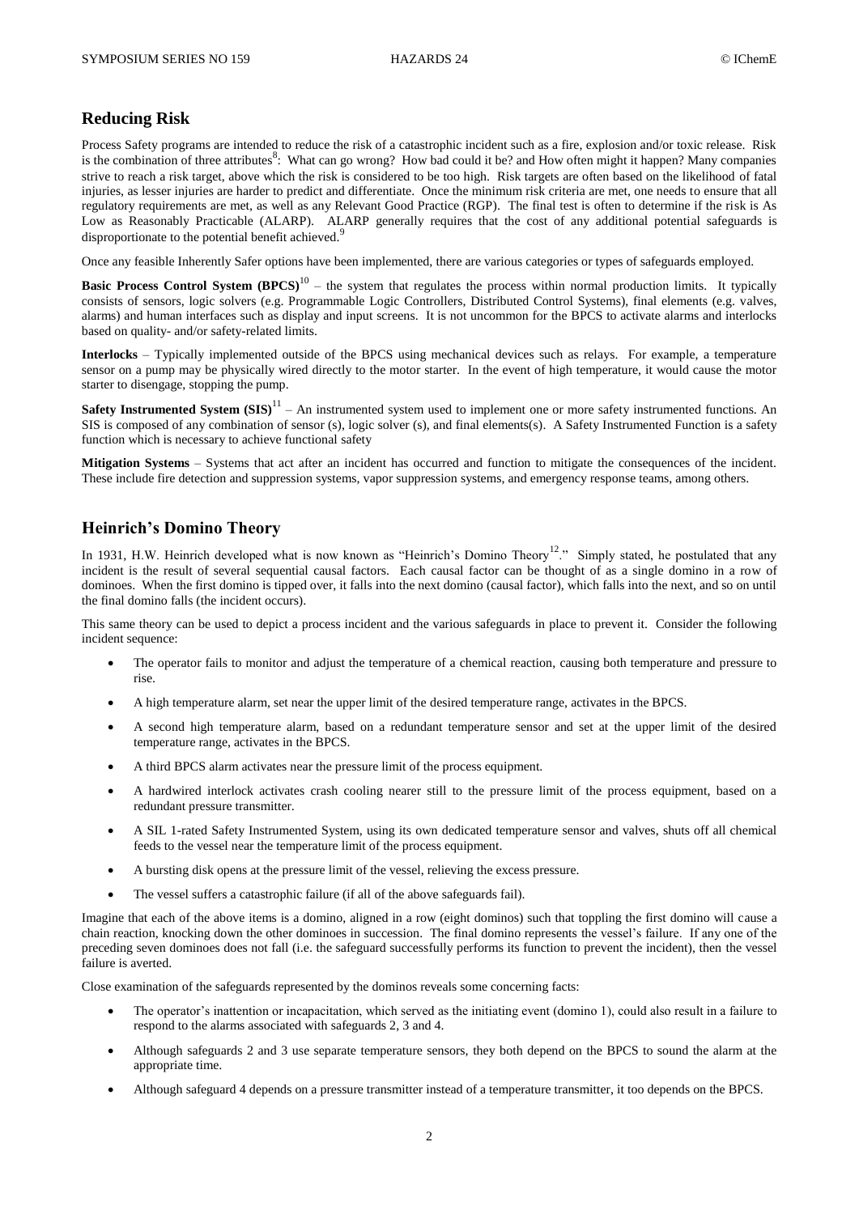## Reducing Risk

Process Safety programs are intended to reduce the risk of a catastrophic incident such as a fire, explosion and/or toxic release. Risk is the combination of three attributes[8]: What can go wrong? How bad could it be? and How often might it happen? Many companies strive to reach a risk target, above which the risk is considered to be too high. Risk targets are often based on the likelihood of fatal injuries, as lesser injuries are harder to predict and differentiate. Once the minimum risk criteria are met, one needs to ensure that all regulatory requirements are met, as well as any Relevant Good Practice (RGP). The final test is often to determine if the risk is As Low as Reasonably Practicable (ALARP). ALARP generally requires that the cost of any additional potential safeguards is disproportionate to the potential benefit achieved.[9]

Once any feasible Inherently Safer options have been implemented, there are various categories or types of safeguards employed.

**Basic Process Control System (BPCS)**[10] – the system that regulates the process within normal production limits. It typically consists of sensors, logic solvers (e.g. Programmable Logic Controllers, Distributed Control Systems), final elements (e.g. valves, alarms) and human interfaces such as display and input screens. It is not uncommon for the BPCS to activate alarms and interlocks based on quality- and/or safety-related limits.

**Interlocks** – Typically implemented outside of the BPCS using mechanical devices such as relays. For example, a temperature sensor on a pump may be physically wired directly to the motor starter. In the event of high temperature, it would cause the motor starter to disengage, stopping the pump.

**Safety Instrumented System (SIS)**[11] – An instrumented system used to implement one or more safety instrumented functions. An SIS is composed of any combination of sensor (s), logic solver (s), and final elements(s). A Safety Instrumented Function is a safety function which is necessary to achieve functional safety

**Mitigation Systems** – Systems that act after an incident has occurred and function to mitigate the consequences of the incident. These include fire detection and suppression systems, vapor suppression systems, and emergency response teams, among others.

## Heinrich's Domino Theory

In 1931, H.W. Heinrich developed what is now known as "Heinrich's Domino Theory[12]." Simply stated, he postulated that any incident is the result of several sequential causal factors. Each causal factor can be thought of as a single domino in a row of dominoes. When the first domino is tipped over, it falls into the next domino (causal factor), which falls into the next, and so on until the final domino falls (the incident occurs).

This same theory can be used to depict a process incident and the various safeguards in place to prevent it. Consider the following incident sequence:

- The operator fails to monitor and adjust the temperature of a chemical reaction, causing both temperature and pressure to rise.
- A high temperature alarm, set near the upper limit of the desired temperature range, activates in the BPCS.
- A second high temperature alarm, based on a redundant temperature sensor and set at the upper limit of the desired temperature range, activates in the BPCS.
- A third BPCS alarm activates near the pressure limit of the process equipment.
- A hardwired interlock activates crash cooling nearer still to the pressure limit of the process equipment, based on a redundant pressure transmitter.
- A SIL 1-rated Safety Instrumented System, using its own dedicated temperature sensor and valves, shuts off all chemical feeds to the vessel near the temperature limit of the process equipment.
- A bursting disk opens at the pressure limit of the vessel, relieving the excess pressure.
- The vessel suffers a catastrophic failure (if all of the above safeguards fail).

Imagine that each of the above items is a domino, aligned in a row (eight dominos) such that toppling the first domino will cause a chain reaction, knocking down the other dominoes in succession. The final domino represents the vessel's failure. If any one of the preceding seven dominoes does not fall (i.e. the safeguard successfully performs its function to prevent the incident), then the vessel failure is averted.

Close examination of the safeguards represented by the dominos reveals some concerning facts:

- The operator's inattention or incapacitation, which served as the initiating event (domino 1), could also result in a failure to respond to the alarms associated with safeguards 2, 3 and 4.
- Although safeguards 2 and 3 use separate temperature sensors, they both depend on the BPCS to sound the alarm at the appropriate time.
- Although safeguard 4 depends on a pressure transmitter instead of a temperature transmitter, it too depends on the BPCS.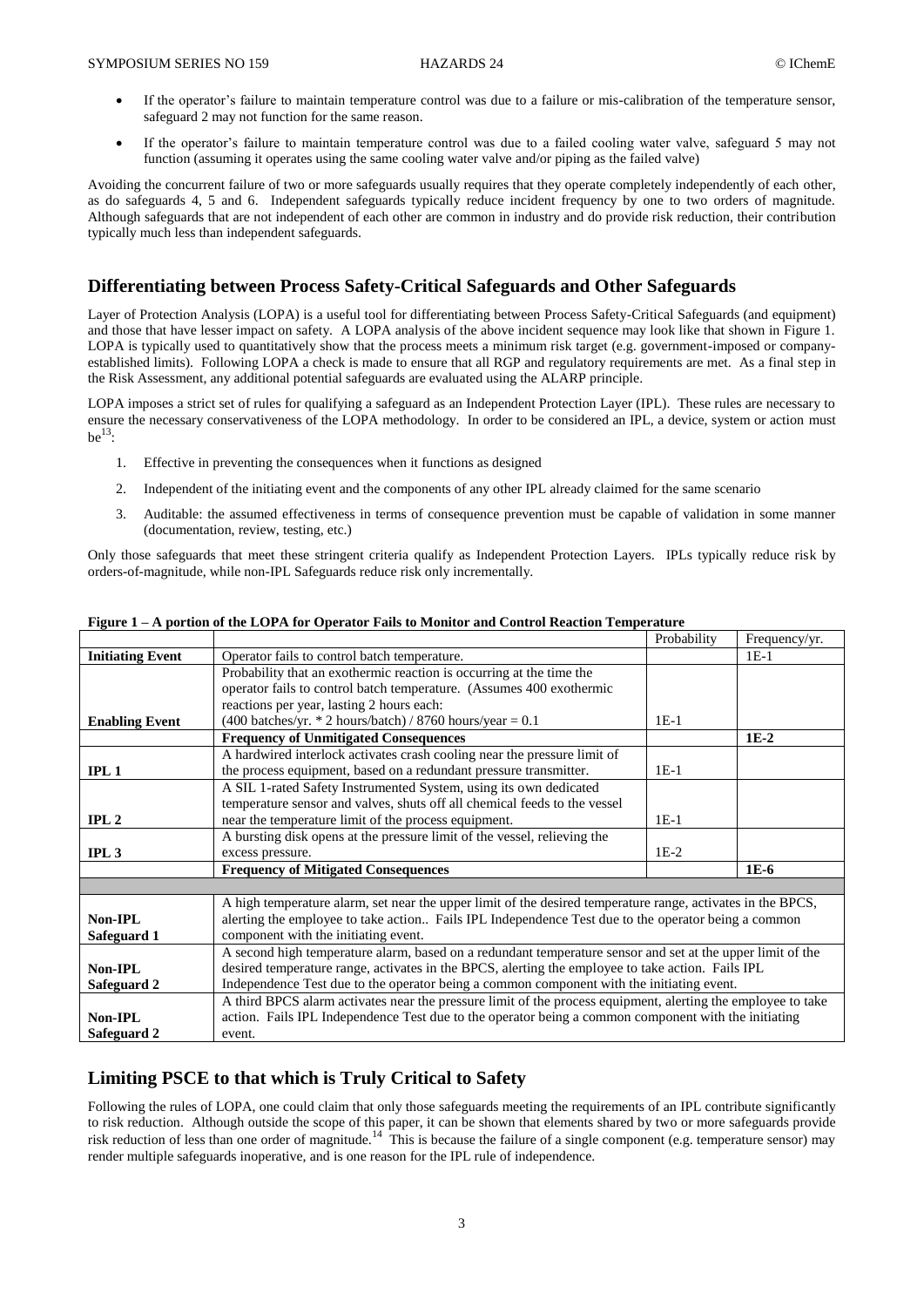- If the operator's failure to maintain temperature control was due to a failure or mis-calibration of the temperature sensor, safeguard 2 may not function for the same reason.
- If the operator's failure to maintain temperature control was due to a failed cooling water valve, safeguard 5 may not function (assuming it operates using the same cooling water valve and/or piping as the failed valve)

Avoiding the concurrent failure of two or more safeguards usually requires that they operate completely independently of each other, as do safeguards 4, 5 and 6. Independent safeguards typically reduce incident frequency by one to two orders of magnitude. Although safeguards that are not independent of each other are common in industry and do provide risk reduction, their contribution typically much less than independent safeguards.

## Differentiating between Process Safety-Critical Safeguards and Other Safeguards

Layer of Protection Analysis (LOPA) is a useful tool for differentiating between Process Safety-Critical Safeguards (and equipment) and those that have lesser impact on safety. A LOPA analysis of the above incident sequence may look like that shown in Figure 1. LOPA is typically used to quantitatively show that the process meets a minimum risk target (e.g. government-imposed or company-established limits). Following LOPA a check is made to ensure that all RGP and regulatory requirements are met. As a final step in the Risk Assessment, any additional potential safeguards are evaluated using the ALARP principle.

LOPA imposes a strict set of rules for qualifying a safeguard as an Independent Protection Layer (IPL). These rules are necessary to ensure the necessary conservativeness of the LOPA methodology. In order to be considered an IPL, a device, system or action must be[13]:

1. Effective in preventing the consequences when it functions as designed
2. Independent of the initiating event and the components of any other IPL already claimed for the same scenario
3. Auditable: the assumed effectiveness in terms of consequence prevention must be capable of validation in some manner (documentation, review, testing, etc.)

Only those safeguards that meet these stringent criteria qualify as Independent Protection Layers. IPLs typically reduce risk by orders-of-magnitude, while non-IPL Safeguards reduce risk only incrementally.

**Figure 1 – A portion of the LOPA for Operator Fails to Monitor and Control Reaction Temperature**

| | | Probability | Frequency/yr. |
|---|---|---|---|
| **Initiating Event** | Operator fails to control batch temperature. | | 1E-1 |
| **Enabling Event** | Probability that an exothermic reaction is occurring at the time the operator fails to control batch temperature. (Assumes 400 exothermic reactions per year, lasting 2 hours each: (400 batches/yr. * 2 hours/batch) / 8760 hours/year = 0.1 | 1E-1 | |
| | **Frequency of Unmitigated Consequences** | | **1E-2** |
| **IPL 1** | A hardwired interlock activates crash cooling near the pressure limit of the process equipment, based on a redundant pressure transmitter. | 1E-1 | |
| **IPL 2** | A SIL 1-rated Safety Instrumented System, using its own dedicated temperature sensor and valves, shuts off all chemical feeds to the vessel near the temperature limit of the process equipment. | 1E-1 | |
| **IPL 3** | A bursting disk opens at the pressure limit of the vessel, relieving the excess pressure. | 1E-2 | |
| | **Frequency of Mitigated Consequences** | | **1E-6** |
| | | | |
| **Non-IPL Safeguard 1** | A high temperature alarm, set near the upper limit of the desired temperature range, activates in the BPCS, alerting the employee to take action.. Fails IPL Independence Test due to the operator being a common component with the initiating event. | | |
| **Non-IPL Safeguard 2** | A second high temperature alarm, based on a redundant temperature sensor and set at the upper limit of the desired temperature range, activates in the BPCS, alerting the employee to take action. Fails IPL Independence Test due to the operator being a common component with the initiating event. | | |
| **Non-IPL Safeguard 2** | A third BPCS alarm activates near the pressure limit of the process equipment, alerting the employee to take action. Fails IPL Independence Test due to the operator being a common component with the initiating event. | | |

## Limiting PSCE to that which is Truly Critical to Safety

Following the rules of LOPA, one could claim that only those safeguards meeting the requirements of an IPL contribute significantly to risk reduction. Although outside the scope of this paper, it can be shown that elements shared by two or more safeguards provide risk reduction of less than one order of magnitude.[14] This is because the failure of a single component (e.g. temperature sensor) may render multiple safeguards inoperative, and is one reason for the IPL rule of independence.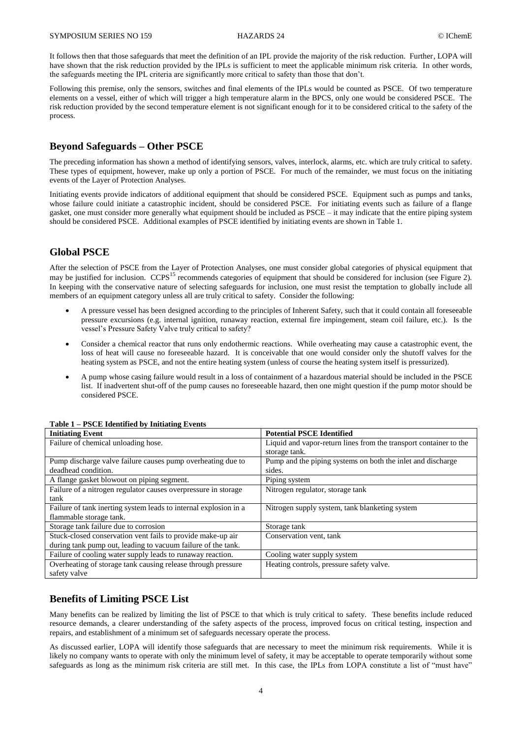It follows then that those safeguards that meet the definition of an IPL provide the majority of the risk reduction. Further, LOPA will have shown that the risk reduction provided by the IPLs is sufficient to meet the applicable minimum risk criteria. In other words, the safeguards meeting the IPL criteria are significantly more critical to safety than those that don't.

Following this premise, only the sensors, switches and final elements of the IPLs would be counted as PSCE. Of two temperature elements on a vessel, either of which will trigger a high temperature alarm in the BPCS, only one would be considered PSCE. The risk reduction provided by the second temperature element is not significant enough for it to be considered critical to the safety of the process.

## Beyond Safeguards – Other PSCE

The preceding information has shown a method of identifying sensors, valves, interlock, alarms, etc. which are truly critical to safety. These types of equipment, however, make up only a portion of PSCE. For much of the remainder, we must focus on the initiating events of the Layer of Protection Analyses.

Initiating events provide indicators of additional equipment that should be considered PSCE. Equipment such as pumps and tanks, whose failure could initiate a catastrophic incident, should be considered PSCE. For initiating events such as failure of a flange gasket, one must consider more generally what equipment should be included as PSCE – it may indicate that the entire piping system should be considered PSCE. Additional examples of PSCE identified by initiating events are shown in Table 1.

## Global PSCE

After the selection of PSCE from the Layer of Protection Analyses, one must consider global categories of physical equipment that may be justified for inclusion. CCPS[15] recommends categories of equipment that should be considered for inclusion (see Figure 2). In keeping with the conservative nature of selecting safeguards for inclusion, one must resist the temptation to globally include all members of an equipment category unless all are truly critical to safety. Consider the following:

- A pressure vessel has been designed according to the principles of Inherent Safety, such that it could contain all foreseeable pressure excursions (e.g. internal ignition, runaway reaction, external fire impingement, steam coil failure, etc.). Is the vessel's Pressure Safety Valve truly critical to safety?
- Consider a chemical reactor that runs only endothermic reactions. While overheating may cause a catastrophic event, the loss of heat will cause no foreseeable hazard. It is conceivable that one would consider only the shutoff valves for the heating system as PSCE, and not the entire heating system (unless of course the heating system itself is pressurized).
- A pump whose casing failure would result in a loss of containment of a hazardous material should be included in the PSCE list. If inadvertent shut-off of the pump causes no foreseeable hazard, then one might question if the pump motor should be considered PSCE.

**Table 1 – PSCE Identified by Initiating Events**

| Initiating Event | Potential PSCE Identified |
|---|---|
| Failure of chemical unloading hose. | Liquid and vapor-return lines from the transport container to the storage tank. |
| Pump discharge valve failure causes pump overheating due to deadhead condition. | Pump and the piping systems on both the inlet and discharge sides. |
| A flange gasket blowout on piping segment. | Piping system |
| Failure of a nitrogen regulator causes overpressure in storage tank | Nitrogen regulator, storage tank |
| Failure of tank inerting system leads to internal explosion in a flammable storage tank. | Nitrogen supply system, tank blanketing system |
| Storage tank failure due to corrosion | Storage tank |
| Stuck-closed conservation vent fails to provide make-up air during tank pump out, leading to vacuum failure of the tank. | Conservation vent, tank |
| Failure of cooling water supply leads to runaway reaction. | Cooling water supply system |
| Overheating of storage tank causing release through pressure safety valve | Heating controls, pressure safety valve. |

## Benefits of Limiting PSCE List

Many benefits can be realized by limiting the list of PSCE to that which is truly critical to safety. These benefits include reduced resource demands, a clearer understanding of the safety aspects of the process, improved focus on critical testing, inspection and repairs, and establishment of a minimum set of safeguards necessary operate the process.

As discussed earlier, LOPA will identify those safeguards that are necessary to meet the minimum risk requirements. While it is likely no company wants to operate with only the minimum level of safety, it may be acceptable to operate temporarily without some safeguards as long as the minimum risk criteria are still met. In this case, the IPLs from LOPA constitute a list of "must have"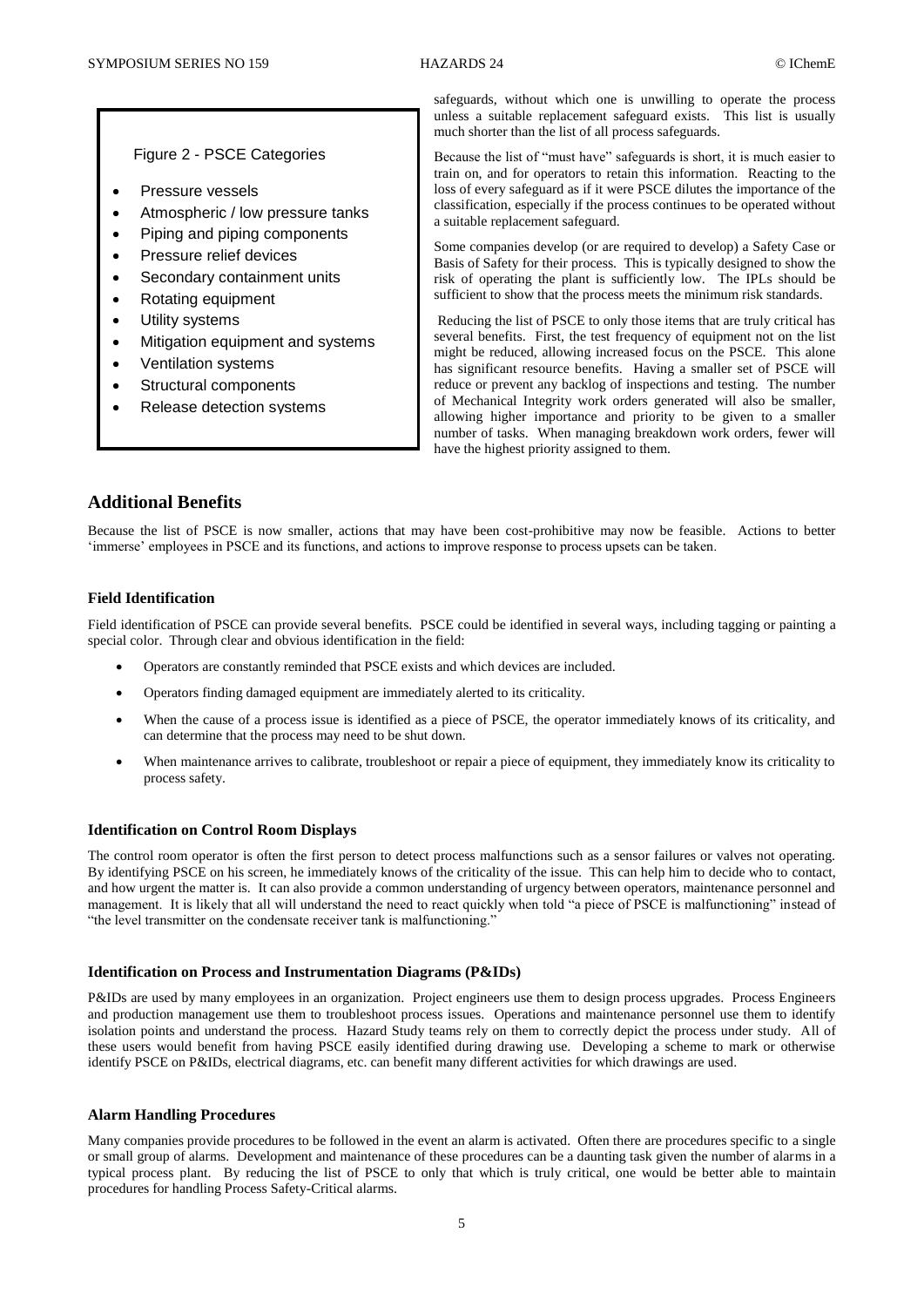Figure 2 - PSCE Categories

- Pressure vessels
- Atmospheric / low pressure tanks
- Piping and piping components
- Pressure relief devices
- Secondary containment units
- Rotating equipment
- Utility systems
- Mitigation equipment and systems
- Ventilation systems
- Structural components
- Release detection systems

safeguards, without which one is unwilling to operate the process unless a suitable replacement safeguard exists. This list is usually much shorter than the list of all process safeguards.

Because the list of "must have" safeguards is short, it is much easier to train on, and for operators to retain this information. Reacting to the loss of every safeguard as if it were PSCE dilutes the importance of the classification, especially if the process continues to be operated without a suitable replacement safeguard.

Some companies develop (or are required to develop) a Safety Case or Basis of Safety for their process. This is typically designed to show the risk of operating the plant is sufficiently low. The IPLs should be sufficient to show that the process meets the minimum risk standards.

Reducing the list of PSCE to only those items that are truly critical has several benefits. First, the test frequency of equipment not on the list might be reduced, allowing increased focus on the PSCE. This alone has significant resource benefits. Having a smaller set of PSCE will reduce or prevent any backlog of inspections and testing. The number of Mechanical Integrity work orders generated will also be smaller, allowing higher importance and priority to be given to a smaller number of tasks. When managing breakdown work orders, fewer will have the highest priority assigned to them.

## Additional Benefits

Because the list of PSCE is now smaller, actions that may have been cost-prohibitive may now be feasible. Actions to better 'immerse' employees in PSCE and its functions, and actions to improve response to process upsets can be taken.

### Field Identification

Field identification of PSCE can provide several benefits. PSCE could be identified in several ways, including tagging or painting a special color. Through clear and obvious identification in the field:

- Operators are constantly reminded that PSCE exists and which devices are included.
- Operators finding damaged equipment are immediately alerted to its criticality.
- When the cause of a process issue is identified as a piece of PSCE, the operator immediately knows of its criticality, and can determine that the process may need to be shut down.
- When maintenance arrives to calibrate, troubleshoot or repair a piece of equipment, they immediately know its criticality to process safety.

### Identification on Control Room Displays

The control room operator is often the first person to detect process malfunctions such as a sensor failures or valves not operating. By identifying PSCE on his screen, he immediately knows of the criticality of the issue. This can help him to decide who to contact, and how urgent the matter is. It can also provide a common understanding of urgency between operators, maintenance personnel and management. It is likely that all will understand the need to react quickly when told "a piece of PSCE is malfunctioning" instead of "the level transmitter on the condensate receiver tank is malfunctioning."

### Identification on Process and Instrumentation Diagrams (P&IDs)

P&IDs are used by many employees in an organization. Project engineers use them to design process upgrades. Process Engineers and production management use them to troubleshoot process issues. Operations and maintenance personnel use them to identify isolation points and understand the process. Hazard Study teams rely on them to correctly depict the process under study. All of these users would benefit from having PSCE easily identified during drawing use. Developing a scheme to mark or otherwise identify PSCE on P&IDs, electrical diagrams, etc. can benefit many different activities for which drawings are used.

### Alarm Handling Procedures

Many companies provide procedures to be followed in the event an alarm is activated. Often there are procedures specific to a single or small group of alarms. Development and maintenance of these procedures can be a daunting task given the number of alarms in a typical process plant. By reducing the list of PSCE to only that which is truly critical, one would be better able to maintain procedures for handling Process Safety-Critical alarms.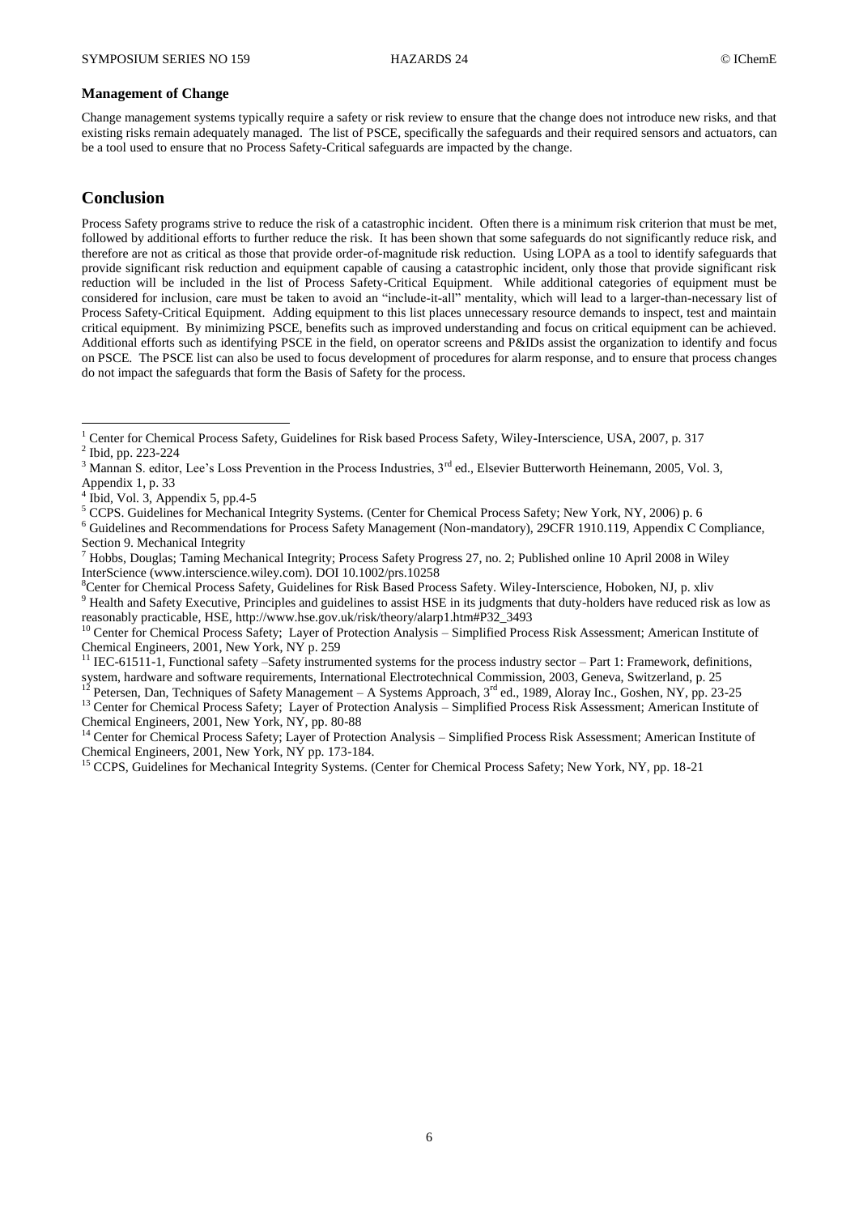### Management of Change

Change management systems typically require a safety or risk review to ensure that the change does not introduce new risks, and that existing risks remain adequately managed. The list of PSCE, specifically the safeguards and their required sensors and actuators, can be a tool used to ensure that no Process Safety-Critical safeguards are impacted by the change.

## Conclusion

Process Safety programs strive to reduce the risk of a catastrophic incident. Often there is a minimum risk criterion that must be met, followed by additional efforts to further reduce the risk. It has been shown that some safeguards do not significantly reduce risk, and therefore are not as critical as those that provide order-of-magnitude risk reduction. Using LOPA as a tool to identify safeguards that provide significant risk reduction and equipment capable of causing a catastrophic incident, only those that provide significant risk reduction will be included in the list of Process Safety-Critical Equipment. While additional categories of equipment must be considered for inclusion, care must be taken to avoid an "include-it-all" mentality, which will lead to a larger-than-necessary list of Process Safety-Critical Equipment. Adding equipment to this list places unnecessary resource demands to inspect, test and maintain critical equipment. By minimizing PSCE, benefits such as improved understanding and focus on critical equipment can be achieved. Additional efforts such as identifying PSCE in the field, on operator screens and P&IDs assist the organization to identify and focus on PSCE. The PSCE list can also be used to focus development of procedures for alarm response, and to ensure that process changes do not impact the safeguards that form the Basis of Safety for the process.

---

[1] Center for Chemical Process Safety, Guidelines for Risk based Process Safety, Wiley-Interscience, USA, 2007, p. 317

[2] Ibid, pp. 223-224

[3] Mannan S. editor, Lee's Loss Prevention in the Process Industries, 3rd ed., Elsevier Butterworth Heinemann, 2005, Vol. 3, Appendix 1, p. 33

[4] Ibid, Vol. 3, Appendix 5, pp.4-5

[5] CCPS. Guidelines for Mechanical Integrity Systems. (Center for Chemical Process Safety; New York, NY, 2006) p. 6

[6] Guidelines and Recommendations for Process Safety Management (Non-mandatory), 29CFR 1910.119, Appendix C Compliance, Section 9. Mechanical Integrity

[7] Hobbs, Douglas; Taming Mechanical Integrity; Process Safety Progress 27, no. 2; Published online 10 April 2008 in Wiley InterScience (www.interscience.wiley.com). DOI 10.1002/prs.10258

[8] Center for Chemical Process Safety, Guidelines for Risk Based Process Safety. Wiley-Interscience, Hoboken, NJ, p. xliv

[9] Health and Safety Executive, Principles and guidelines to assist HSE in its judgments that duty-holders have reduced risk as low as reasonably practicable, HSE, http://www.hse.gov.uk/risk/theory/alarp1.htm#P32_3493

[10] Center for Chemical Process Safety; Layer of Protection Analysis – Simplified Process Risk Assessment; American Institute of Chemical Engineers, 2001, New York, NY p. 259

[11] IEC-61511-1, Functional safety –Safety instrumented systems for the process industry sector – Part 1: Framework, definitions, system, hardware and software requirements, International Electrotechnical Commission, 2003, Geneva, Switzerland, p. 25

[12] Petersen, Dan, Techniques of Safety Management – A Systems Approach, 3rd ed., 1989, Aloray Inc., Goshen, NY, pp. 23-25

[13] Center for Chemical Process Safety; Layer of Protection Analysis – Simplified Process Risk Assessment; American Institute of Chemical Engineers, 2001, New York, NY, pp. 80-88

[14] Center for Chemical Process Safety; Layer of Protection Analysis – Simplified Process Risk Assessment; American Institute of Chemical Engineers, 2001, New York, NY pp. 173-184.

[15] CCPS, Guidelines for Mechanical Integrity Systems. (Center for Chemical Process Safety; New York, NY, pp. 18-21